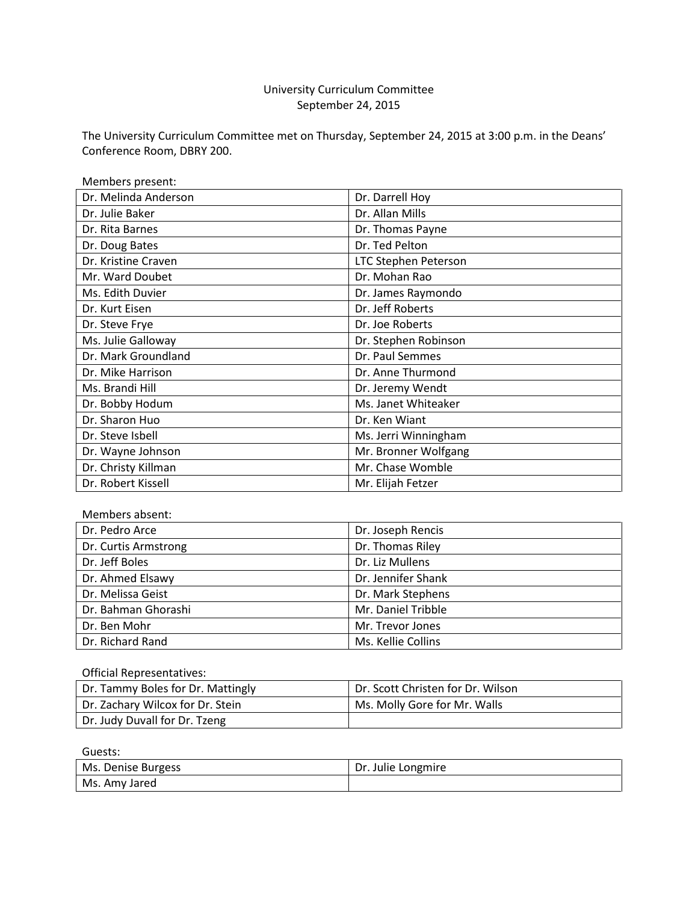# University Curriculum Committee
## September 24, 2015

The University Curriculum Committee met on Thursday, September 24, 2015 at 3:00 p.m. in the Deans' Conference Room, DBRY 200.

Members present:

| | |
|---|---|
| Dr. Melinda Anderson | Dr. Darrell Hoy |
| Dr. Julie Baker | Dr. Allan Mills |
| Dr. Rita Barnes | Dr. Thomas Payne |
| Dr. Doug Bates | Dr. Ted Pelton |
| Dr. Kristine Craven | LTC Stephen Peterson |
| Mr. Ward Doubet | Dr. Mohan Rao |
| Ms. Edith Duvier | Dr. James Raymondo |
| Dr. Kurt Eisen | Dr. Jeff Roberts |
| Dr. Steve Frye | Dr. Joe Roberts |
| Ms. Julie Galloway | Dr. Stephen Robinson |
| Dr. Mark Groundland | Dr. Paul Semmes |
| Dr. Mike Harrison | Dr. Anne Thurmond |
| Ms. Brandi Hill | Dr. Jeremy Wendt |
| Dr. Bobby Hodum | Ms. Janet Whiteaker |
| Dr. Sharon Huo | Dr. Ken Wiant |
| Dr. Steve Isbell | Ms. Jerri Winningham |
| Dr. Wayne Johnson | Mr. Bronner Wolfgang |
| Dr. Christy Killman | Mr. Chase Womble |
| Dr. Robert Kissell | Mr. Elijah Fetzer |

Members absent:

| | |
|---|---|
| Dr. Pedro Arce | Dr. Joseph Rencis |
| Dr. Curtis Armstrong | Dr. Thomas Riley |
| Dr. Jeff Boles | Dr. Liz Mullens |
| Dr. Ahmed Elsawy | Dr. Jennifer Shank |
| Dr. Melissa Geist | Dr. Mark Stephens |
| Dr. Bahman Ghorashi | Mr. Daniel Tribble |
| Dr. Ben Mohr | Mr. Trevor Jones |
| Dr. Richard Rand | Ms. Kellie Collins |

Official Representatives:

| | |
|---|---|
| Dr. Tammy Boles for Dr. Mattingly | Dr. Scott Christen for Dr. Wilson |
| Dr. Zachary Wilcox for Dr. Stein | Ms. Molly Gore for Mr. Walls |
| Dr. Judy Duvall for Dr. Tzeng | |

Guests:

| | |
|---|---|
| Ms. Denise Burgess | Dr. Julie Longmire |
| Ms. Amy Jared | |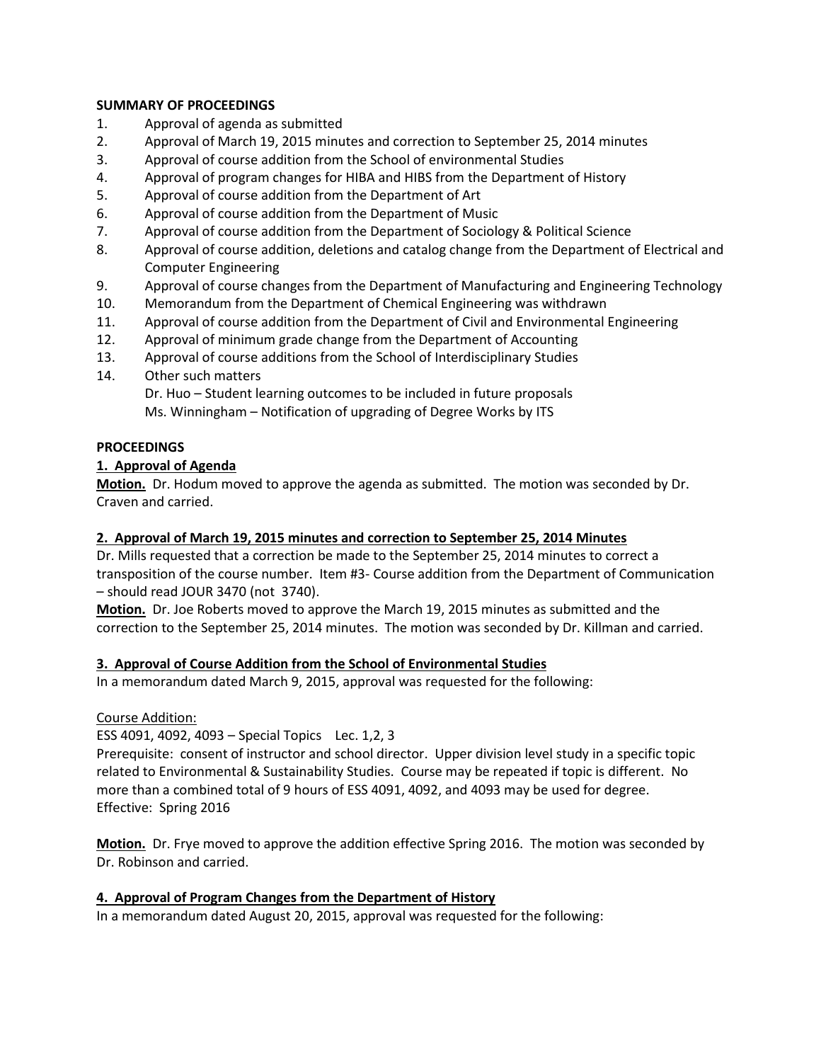**SUMMARY OF PROCEEDINGS**

1. Approval of agenda as submitted
2. Approval of March 19, 2015 minutes and correction to September 25, 2014 minutes
3. Approval of course addition from the School of environmental Studies
4. Approval of program changes for HIBA and HIBS from the Department of History
5. Approval of course addition from the Department of Art
6. Approval of course addition from the Department of Music
7. Approval of course addition from the Department of Sociology & Political Science
8. Approval of course addition, deletions and catalog change from the Department of Electrical and Computer Engineering
9. Approval of course changes from the Department of Manufacturing and Engineering Technology
10. Memorandum from the Department of Chemical Engineering was withdrawn
11. Approval of course addition from the Department of Civil and Environmental Engineering
12. Approval of minimum grade change from the Department of Accounting
13. Approval of course additions from the School of Interdisciplinary Studies
14. Other such matters
    Dr. Huo – Student learning outcomes to be included in future proposals
    Ms. Winningham – Notification of upgrading of Degree Works by ITS

**PROCEEDINGS**

**1. Approval of Agenda**

**Motion.** Dr. Hodum moved to approve the agenda as submitted. The motion was seconded by Dr. Craven and carried.

**2. Approval of March 19, 2015 minutes and correction to September 25, 2014 Minutes**

Dr. Mills requested that a correction be made to the September 25, 2014 minutes to correct a transposition of the course number. Item #3- Course addition from the Department of Communication – should read JOUR 3470 (not 3740).

**Motion.** Dr. Joe Roberts moved to approve the March 19, 2015 minutes as submitted and the correction to the September 25, 2014 minutes. The motion was seconded by Dr. Killman and carried.

**3. Approval of Course Addition from the School of Environmental Studies**

In a memorandum dated March 9, 2015, approval was requested for the following:

Course Addition:

ESS 4091, 4092, 4093 – Special Topics Lec. 1,2, 3

Prerequisite: consent of instructor and school director. Upper division level study in a specific topic related to Environmental & Sustainability Studies. Course may be repeated if topic is different. No more than a combined total of 9 hours of ESS 4091, 4092, and 4093 may be used for degree.

Effective: Spring 2016

**Motion.** Dr. Frye moved to approve the addition effective Spring 2016. The motion was seconded by Dr. Robinson and carried.

**4. Approval of Program Changes from the Department of History**

In a memorandum dated August 20, 2015, approval was requested for the following: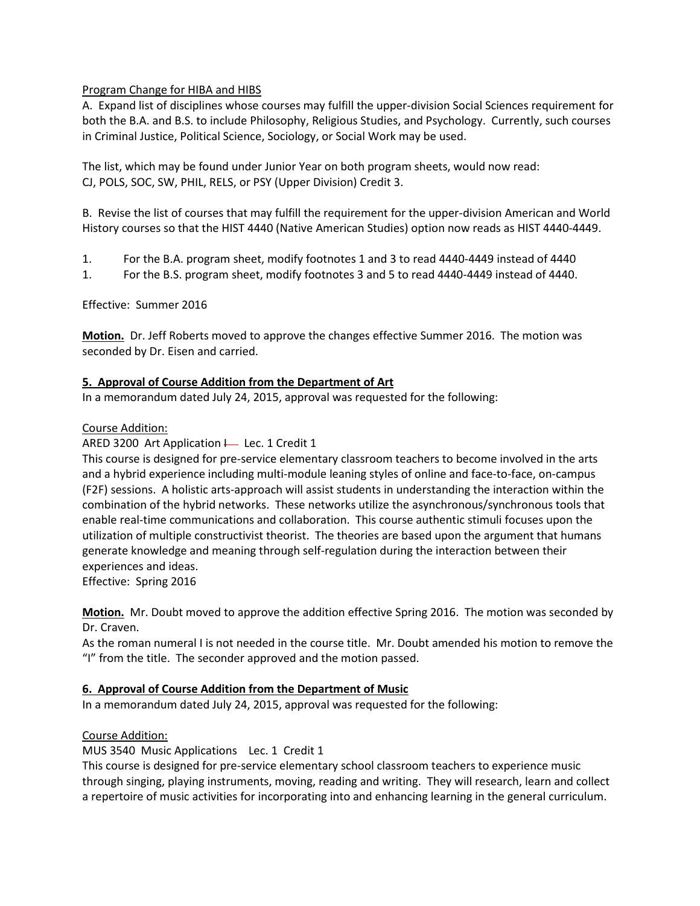Program Change for HIBA and HIBS

A. Expand list of disciplines whose courses may fulfill the upper-division Social Sciences requirement for both the B.A. and B.S. to include Philosophy, Religious Studies, and Psychology. Currently, such courses in Criminal Justice, Political Science, Sociology, or Social Work may be used.

The list, which may be found under Junior Year on both program sheets, would now read:
CJ, POLS, SOC, SW, PHIL, RELS, or PSY (Upper Division) Credit 3.

B. Revise the list of courses that may fulfill the requirement for the upper-division American and World History courses so that the HIST 4440 (Native American Studies) option now reads as HIST 4440-4449.

1. For the B.A. program sheet, modify footnotes 1 and 3 to read 4440-4449 instead of 4440
1. For the B.S. program sheet, modify footnotes 3 and 5 to read 4440-4449 instead of 4440.

Effective: Summer 2016

**Motion.** Dr. Jeff Roberts moved to approve the changes effective Summer 2016. The motion was seconded by Dr. Eisen and carried.

**5. Approval of Course Addition from the Department of Art**

In a memorandum dated July 24, 2015, approval was requested for the following:

Course Addition:

ARED 3200 Art Application ~~I~~ Lec. 1 Credit 1

This course is designed for pre-service elementary classroom teachers to become involved in the arts and a hybrid experience including multi-module leaning styles of online and face-to-face, on-campus (F2F) sessions. A holistic arts-approach will assist students in understanding the interaction within the combination of the hybrid networks. These networks utilize the asynchronous/synchronous tools that enable real-time communications and collaboration. This course authentic stimuli focuses upon the utilization of multiple constructivist theorist. The theories are based upon the argument that humans generate knowledge and meaning through self-regulation during the interaction between their experiences and ideas.
Effective: Spring 2016

**Motion.** Mr. Doubt moved to approve the addition effective Spring 2016. The motion was seconded by Dr. Craven.
As the roman numeral I is not needed in the course title. Mr. Doubt amended his motion to remove the "I" from the title. The seconder approved and the motion passed.

**6. Approval of Course Addition from the Department of Music**

In a memorandum dated July 24, 2015, approval was requested for the following:

Course Addition:

MUS 3540 Music Applications Lec. 1 Credit 1

This course is designed for pre-service elementary school classroom teachers to experience music through singing, playing instruments, moving, reading and writing. They will research, learn and collect a repertoire of music activities for incorporating into and enhancing learning in the general curriculum.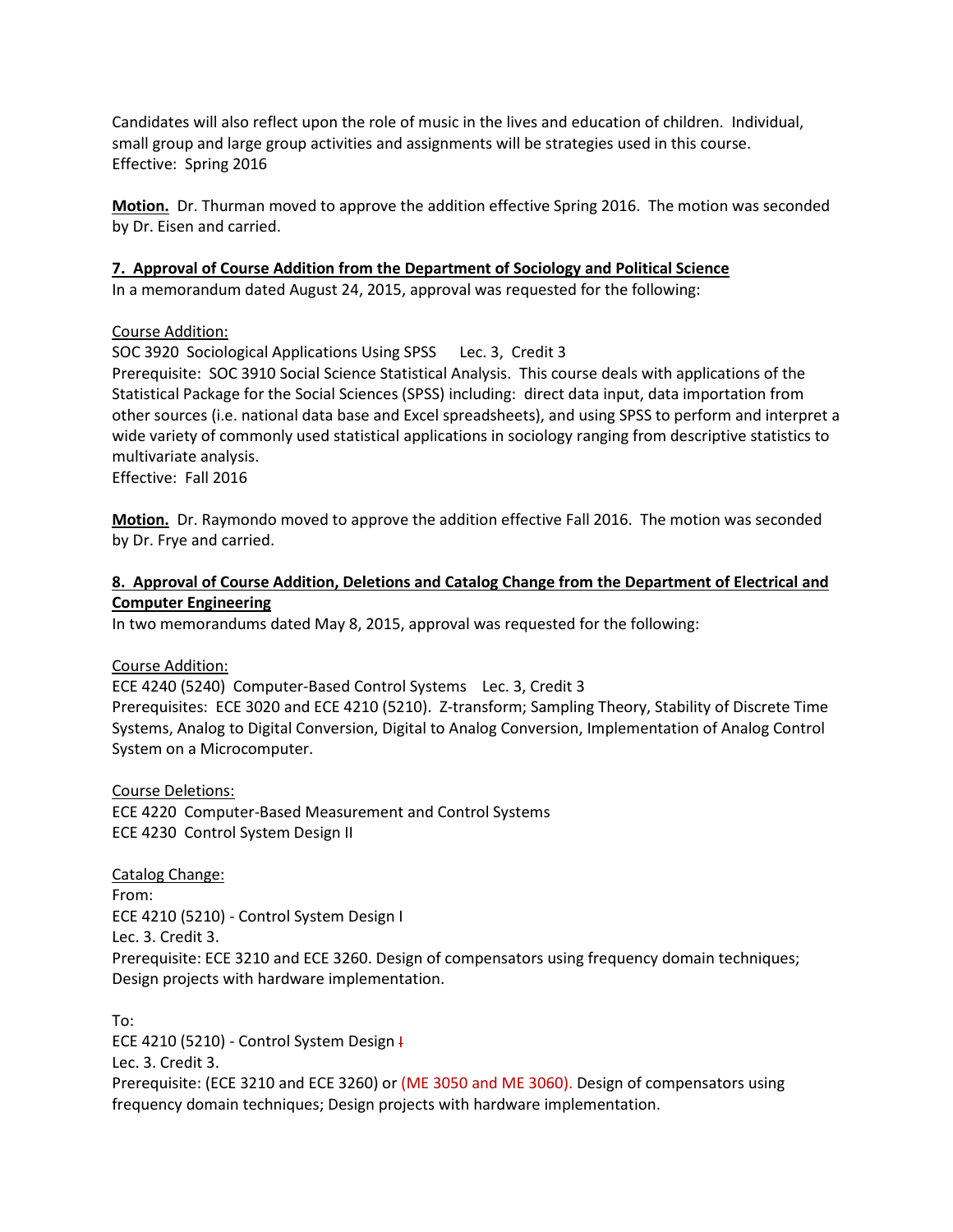Candidates will also reflect upon the role of music in the lives and education of children. Individual, small group and large group activities and assignments will be strategies used in this course.
Effective: Spring 2016

**Motion.** Dr. Thurman moved to approve the addition effective Spring 2016. The motion was seconded by Dr. Eisen and carried.

**7. Approval of Course Addition from the Department of Sociology and Political Science**

In a memorandum dated August 24, 2015, approval was requested for the following:

Course Addition:
SOC 3920 Sociological Applications Using SPSS Lec. 3, Credit 3
Prerequisite: SOC 3910 Social Science Statistical Analysis. This course deals with applications of the Statistical Package for the Social Sciences (SPSS) including: direct data input, data importation from other sources (i.e. national data base and Excel spreadsheets), and using SPSS to perform and interpret a wide variety of commonly used statistical applications in sociology ranging from descriptive statistics to multivariate analysis.
Effective: Fall 2016

**Motion.** Dr. Raymondo moved to approve the addition effective Fall 2016. The motion was seconded by Dr. Frye and carried.

**8. Approval of Course Addition, Deletions and Catalog Change from the Department of Electrical and Computer Engineering**

In two memorandums dated May 8, 2015, approval was requested for the following:

Course Addition:
ECE 4240 (5240) Computer-Based Control Systems Lec. 3, Credit 3
Prerequisites: ECE 3020 and ECE 4210 (5210). Z-transform; Sampling Theory, Stability of Discrete Time Systems, Analog to Digital Conversion, Digital to Analog Conversion, Implementation of Analog Control System on a Microcomputer.

Course Deletions:
ECE 4220 Computer-Based Measurement and Control Systems
ECE 4230 Control System Design II

Catalog Change:
From:
ECE 4210 (5210) - Control System Design I
Lec. 3. Credit 3.
Prerequisite: ECE 3210 and ECE 3260. Design of compensators using frequency domain techniques; Design projects with hardware implementation.

To:
ECE 4210 (5210) - Control System Design ~~I~~
Lec. 3. Credit 3.
Prerequisite: (ECE 3210 and ECE 3260) or (ME 3050 and ME 3060). Design of compensators using frequency domain techniques; Design projects with hardware implementation.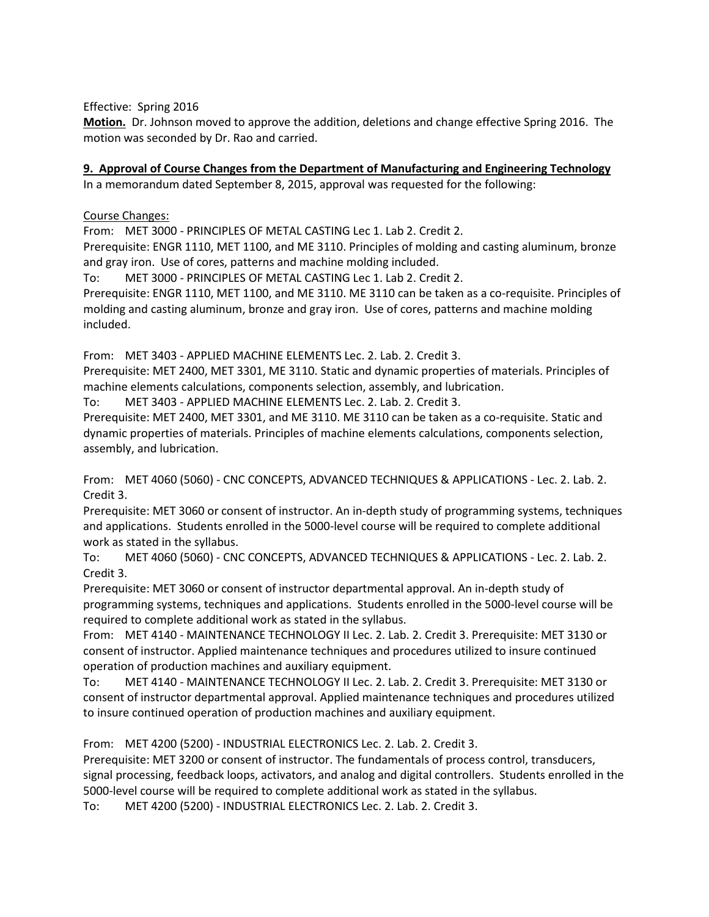Effective: Spring 2016

**Motion.** Dr. Johnson moved to approve the addition, deletions and change effective Spring 2016. The motion was seconded by Dr. Rao and carried.

**9. Approval of Course Changes from the Department of Manufacturing and Engineering Technology**

In a memorandum dated September 8, 2015, approval was requested for the following:

Course Changes:

From: MET 3000 - PRINCIPLES OF METAL CASTING Lec 1. Lab 2. Credit 2.
Prerequisite: ENGR 1110, MET 1100, and ME 3110. Principles of molding and casting aluminum, bronze and gray iron. Use of cores, patterns and machine molding included.

To: MET 3000 - PRINCIPLES OF METAL CASTING Lec 1. Lab 2. Credit 2.
Prerequisite: ENGR 1110, MET 1100, and ME 3110. ME 3110 can be taken as a co-requisite. Principles of molding and casting aluminum, bronze and gray iron. Use of cores, patterns and machine molding included.

From: MET 3403 - APPLIED MACHINE ELEMENTS Lec. 2. Lab. 2. Credit 3.
Prerequisite: MET 2400, MET 3301, ME 3110. Static and dynamic properties of materials. Principles of machine elements calculations, components selection, assembly, and lubrication.

To: MET 3403 - APPLIED MACHINE ELEMENTS Lec. 2. Lab. 2. Credit 3.
Prerequisite: MET 2400, MET 3301, and ME 3110. ME 3110 can be taken as a co-requisite. Static and dynamic properties of materials. Principles of machine elements calculations, components selection, assembly, and lubrication.

From: MET 4060 (5060) - CNC CONCEPTS, ADVANCED TECHNIQUES & APPLICATIONS - Lec. 2. Lab. 2. Credit 3.
Prerequisite: MET 3060 or consent of instructor. An in-depth study of programming systems, techniques and applications. Students enrolled in the 5000-level course will be required to complete additional work as stated in the syllabus.

To: MET 4060 (5060) - CNC CONCEPTS, ADVANCED TECHNIQUES & APPLICATIONS - Lec. 2. Lab. 2. Credit 3.
Prerequisite: MET 3060 or consent of instructor departmental approval. An in-depth study of programming systems, techniques and applications. Students enrolled in the 5000-level course will be required to complete additional work as stated in the syllabus.

From: MET 4140 - MAINTENANCE TECHNOLOGY II Lec. 2. Lab. 2. Credit 3. Prerequisite: MET 3130 or consent of instructor. Applied maintenance techniques and procedures utilized to insure continued operation of production machines and auxiliary equipment.

To: MET 4140 - MAINTENANCE TECHNOLOGY II Lec. 2. Lab. 2. Credit 3. Prerequisite: MET 3130 or consent of instructor departmental approval. Applied maintenance techniques and procedures utilized to insure continued operation of production machines and auxiliary equipment.

From: MET 4200 (5200) - INDUSTRIAL ELECTRONICS Lec. 2. Lab. 2. Credit 3.
Prerequisite: MET 3200 or consent of instructor. The fundamentals of process control, transducers, signal processing, feedback loops, activators, and analog and digital controllers. Students enrolled in the 5000-level course will be required to complete additional work as stated in the syllabus.

To: MET 4200 (5200) - INDUSTRIAL ELECTRONICS Lec. 2. Lab. 2. Credit 3.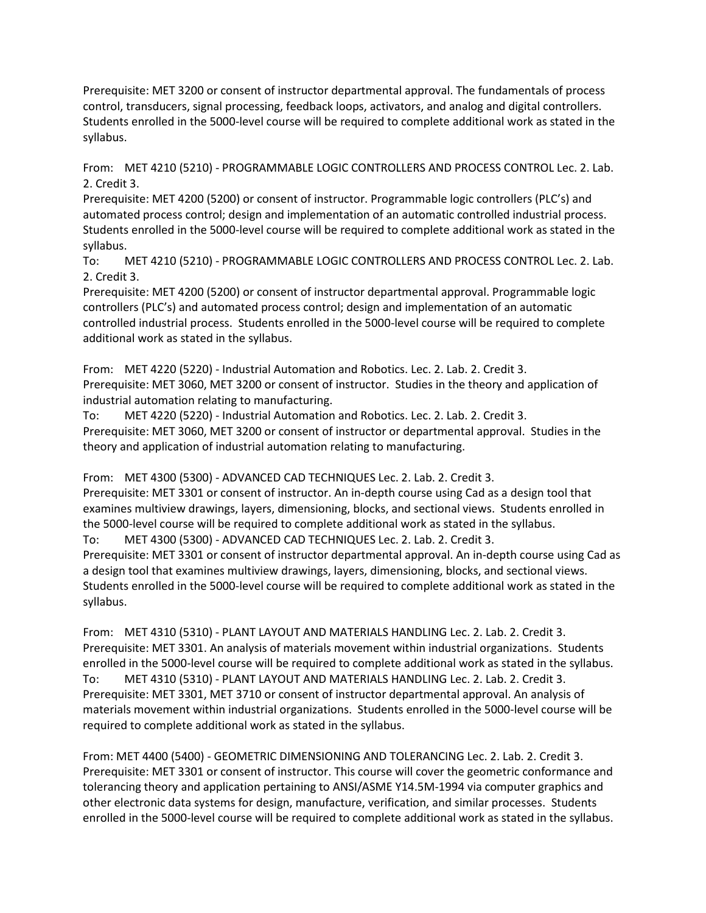Prerequisite: MET 3200 or consent of instructor departmental approval. The fundamentals of process control, transducers, signal processing, feedback loops, activators, and analog and digital controllers. Students enrolled in the 5000-level course will be required to complete additional work as stated in the syllabus.

From: MET 4210 (5210) - PROGRAMMABLE LOGIC CONTROLLERS AND PROCESS CONTROL Lec. 2. Lab. 2. Credit 3.
Prerequisite: MET 4200 (5200) or consent of instructor. Programmable logic controllers (PLC's) and automated process control; design and implementation of an automatic controlled industrial process. Students enrolled in the 5000-level course will be required to complete additional work as stated in the syllabus.
To: MET 4210 (5210) - PROGRAMMABLE LOGIC CONTROLLERS AND PROCESS CONTROL Lec. 2. Lab. 2. Credit 3.
Prerequisite: MET 4200 (5200) or consent of instructor departmental approval. Programmable logic controllers (PLC's) and automated process control; design and implementation of an automatic controlled industrial process. Students enrolled in the 5000-level course will be required to complete additional work as stated in the syllabus.

From: MET 4220 (5220) - Industrial Automation and Robotics. Lec. 2. Lab. 2. Credit 3.
Prerequisite: MET 3060, MET 3200 or consent of instructor. Studies in the theory and application of industrial automation relating to manufacturing.
To: MET 4220 (5220) - Industrial Automation and Robotics. Lec. 2. Lab. 2. Credit 3.
Prerequisite: MET 3060, MET 3200 or consent of instructor or departmental approval. Studies in the theory and application of industrial automation relating to manufacturing.

From: MET 4300 (5300) - ADVANCED CAD TECHNIQUES Lec. 2. Lab. 2. Credit 3.
Prerequisite: MET 3301 or consent of instructor. An in-depth course using Cad as a design tool that examines multiview drawings, layers, dimensioning, blocks, and sectional views. Students enrolled in the 5000-level course will be required to complete additional work as stated in the syllabus.
To: MET 4300 (5300) - ADVANCED CAD TECHNIQUES Lec. 2. Lab. 2. Credit 3.
Prerequisite: MET 3301 or consent of instructor departmental approval. An in-depth course using Cad as a design tool that examines multiview drawings, layers, dimensioning, blocks, and sectional views. Students enrolled in the 5000-level course will be required to complete additional work as stated in the syllabus.

From: MET 4310 (5310) - PLANT LAYOUT AND MATERIALS HANDLING Lec. 2. Lab. 2. Credit 3.
Prerequisite: MET 3301. An analysis of materials movement within industrial organizations. Students enrolled in the 5000-level course will be required to complete additional work as stated in the syllabus.
To: MET 4310 (5310) - PLANT LAYOUT AND MATERIALS HANDLING Lec. 2. Lab. 2. Credit 3.
Prerequisite: MET 3301, MET 3710 or consent of instructor departmental approval. An analysis of materials movement within industrial organizations. Students enrolled in the 5000-level course will be required to complete additional work as stated in the syllabus.

From: MET 4400 (5400) - GEOMETRIC DIMENSIONING AND TOLERANCING Lec. 2. Lab. 2. Credit 3.
Prerequisite: MET 3301 or consent of instructor. This course will cover the geometric conformance and tolerancing theory and application pertaining to ANSI/ASME Y14.5M-1994 via computer graphics and other electronic data systems for design, manufacture, verification, and similar processes. Students enrolled in the 5000-level course will be required to complete additional work as stated in the syllabus.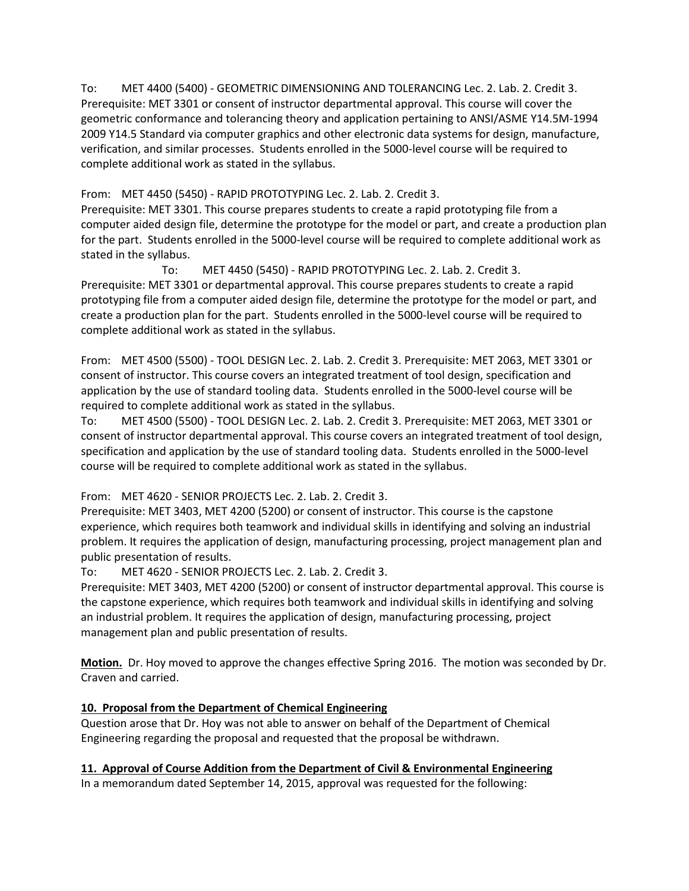To: MET 4400 (5400) - GEOMETRIC DIMENSIONING AND TOLERANCING Lec. 2. Lab. 2. Credit 3. Prerequisite: MET 3301 or consent of instructor departmental approval. This course will cover the geometric conformance and tolerancing theory and application pertaining to ANSI/ASME Y14.5M-1994 2009 Y14.5 Standard via computer graphics and other electronic data systems for design, manufacture, verification, and similar processes. Students enrolled in the 5000-level course will be required to complete additional work as stated in the syllabus.

From: MET 4450 (5450) - RAPID PROTOTYPING Lec. 2. Lab. 2. Credit 3. Prerequisite: MET 3301. This course prepares students to create a rapid prototyping file from a computer aided design file, determine the prototype for the model or part, and create a production plan for the part. Students enrolled in the 5000-level course will be required to complete additional work as stated in the syllabus.

To: MET 4450 (5450) - RAPID PROTOTYPING Lec. 2. Lab. 2. Credit 3. Prerequisite: MET 3301 or departmental approval. This course prepares students to create a rapid prototyping file from a computer aided design file, determine the prototype for the model or part, and create a production plan for the part. Students enrolled in the 5000-level course will be required to complete additional work as stated in the syllabus.

From: MET 4500 (5500) - TOOL DESIGN Lec. 2. Lab. 2. Credit 3. Prerequisite: MET 2063, MET 3301 or consent of instructor. This course covers an integrated treatment of tool design, specification and application by the use of standard tooling data. Students enrolled in the 5000-level course will be required to complete additional work as stated in the syllabus.

To: MET 4500 (5500) - TOOL DESIGN Lec. 2. Lab. 2. Credit 3. Prerequisite: MET 2063, MET 3301 or consent of instructor departmental approval. This course covers an integrated treatment of tool design, specification and application by the use of standard tooling data. Students enrolled in the 5000-level course will be required to complete additional work as stated in the syllabus.

From: MET 4620 - SENIOR PROJECTS Lec. 2. Lab. 2. Credit 3. Prerequisite: MET 3403, MET 4200 (5200) or consent of instructor. This course is the capstone experience, which requires both teamwork and individual skills in identifying and solving an industrial problem. It requires the application of design, manufacturing processing, project management plan and public presentation of results.

To: MET 4620 - SENIOR PROJECTS Lec. 2. Lab. 2. Credit 3. Prerequisite: MET 3403, MET 4200 (5200) or consent of instructor departmental approval. This course is the capstone experience, which requires both teamwork and individual skills in identifying and solving an industrial problem. It requires the application of design, manufacturing processing, project management plan and public presentation of results.

**Motion.** Dr. Hoy moved to approve the changes effective Spring 2016. The motion was seconded by Dr. Craven and carried.

**10. Proposal from the Department of Chemical Engineering**

Question arose that Dr. Hoy was not able to answer on behalf of the Department of Chemical Engineering regarding the proposal and requested that the proposal be withdrawn.

**11. Approval of Course Addition from the Department of Civil & Environmental Engineering**

In a memorandum dated September 14, 2015, approval was requested for the following: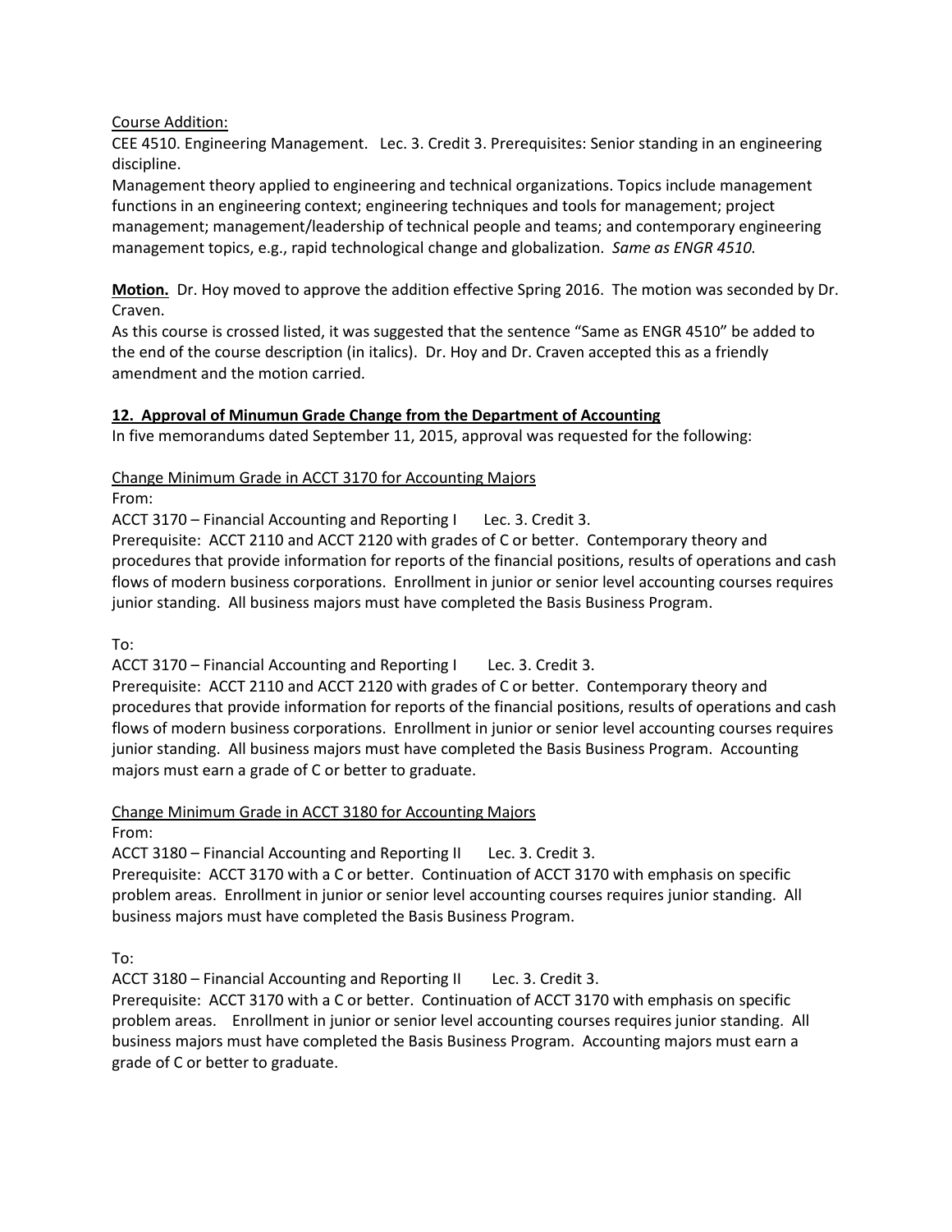Course Addition:

CEE 4510. Engineering Management. Lec. 3. Credit 3. Prerequisites: Senior standing in an engineering discipline.

Management theory applied to engineering and technical organizations. Topics include management functions in an engineering context; engineering techniques and tools for management; project management; management/leadership of technical people and teams; and contemporary engineering management topics, e.g., rapid technological change and globalization. *Same as ENGR 4510.*

**Motion.** Dr. Hoy moved to approve the addition effective Spring 2016. The motion was seconded by Dr. Craven.

As this course is crossed listed, it was suggested that the sentence "Same as ENGR 4510" be added to the end of the course description (in italics). Dr. Hoy and Dr. Craven accepted this as a friendly amendment and the motion carried.

## 12. Approval of Minumun Grade Change from the Department of Accounting

In five memorandums dated September 11, 2015, approval was requested for the following:

Change Minimum Grade in ACCT 3170 for Accounting Majors

From:

ACCT 3170 – Financial Accounting and Reporting I Lec. 3. Credit 3.

Prerequisite: ACCT 2110 and ACCT 2120 with grades of C or better. Contemporary theory and procedures that provide information for reports of the financial positions, results of operations and cash flows of modern business corporations. Enrollment in junior or senior level accounting courses requires junior standing. All business majors must have completed the Basis Business Program.

To:

ACCT 3170 – Financial Accounting and Reporting I Lec. 3. Credit 3.

Prerequisite: ACCT 2110 and ACCT 2120 with grades of C or better. Contemporary theory and procedures that provide information for reports of the financial positions, results of operations and cash flows of modern business corporations. Enrollment in junior or senior level accounting courses requires junior standing. All business majors must have completed the Basis Business Program. Accounting majors must earn a grade of C or better to graduate.

Change Minimum Grade in ACCT 3180 for Accounting Majors

From:

ACCT 3180 – Financial Accounting and Reporting II Lec. 3. Credit 3.

Prerequisite: ACCT 3170 with a C or better. Continuation of ACCT 3170 with emphasis on specific problem areas. Enrollment in junior or senior level accounting courses requires junior standing. All business majors must have completed the Basis Business Program.

To:

ACCT 3180 – Financial Accounting and Reporting II Lec. 3. Credit 3.

Prerequisite: ACCT 3170 with a C or better. Continuation of ACCT 3170 with emphasis on specific problem areas. Enrollment in junior or senior level accounting courses requires junior standing. All business majors must have completed the Basis Business Program. Accounting majors must earn a grade of C or better to graduate.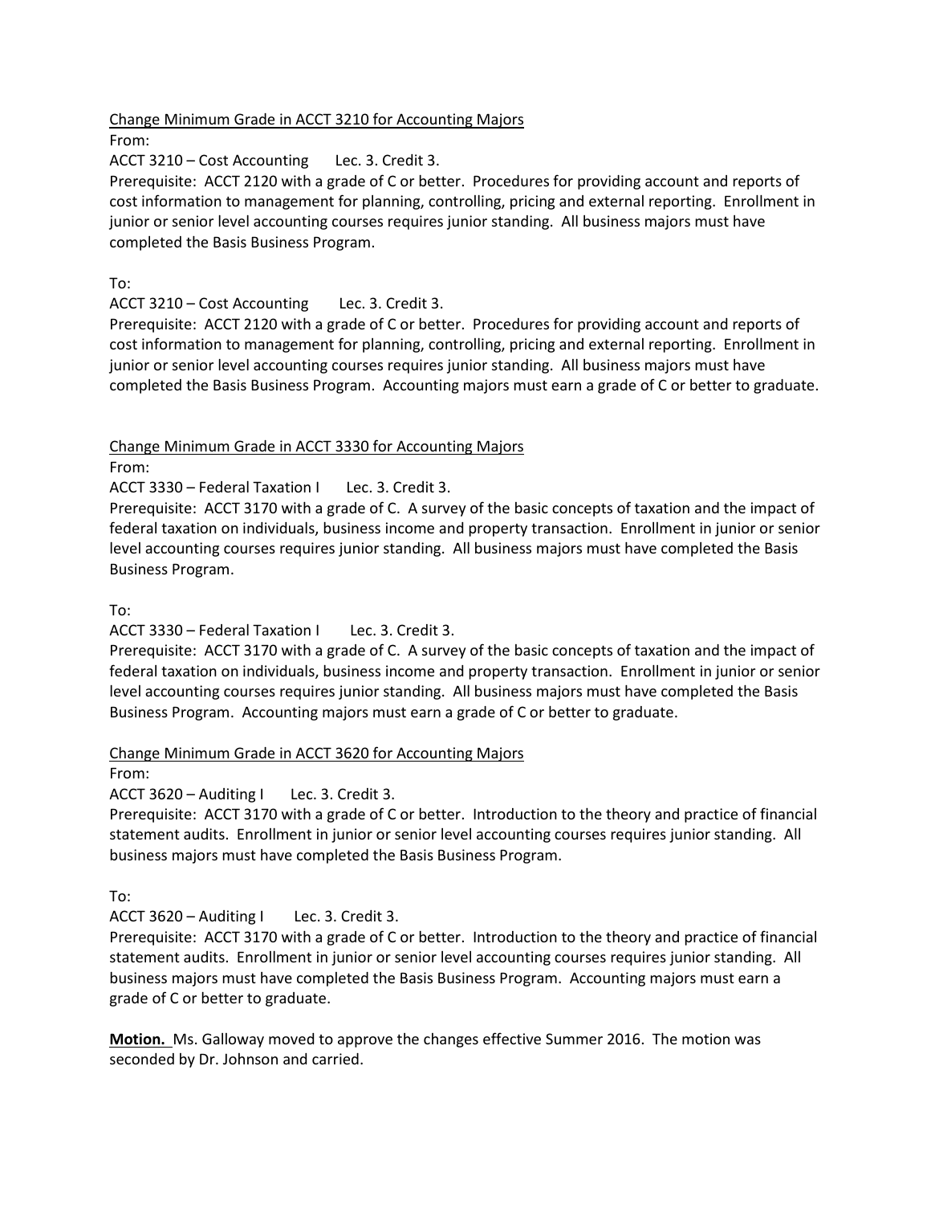Change Minimum Grade in ACCT 3210 for Accounting Majors

From:

ACCT 3210 – Cost Accounting Lec. 3. Credit 3.

Prerequisite: ACCT 2120 with a grade of C or better. Procedures for providing account and reports of cost information to management for planning, controlling, pricing and external reporting. Enrollment in junior or senior level accounting courses requires junior standing. All business majors must have completed the Basis Business Program.

To:

ACCT 3210 – Cost Accounting Lec. 3. Credit 3.

Prerequisite: ACCT 2120 with a grade of C or better. Procedures for providing account and reports of cost information to management for planning, controlling, pricing and external reporting. Enrollment in junior or senior level accounting courses requires junior standing. All business majors must have completed the Basis Business Program. Accounting majors must earn a grade of C or better to graduate.

Change Minimum Grade in ACCT 3330 for Accounting Majors

From:

ACCT 3330 – Federal Taxation I Lec. 3. Credit 3.

Prerequisite: ACCT 3170 with a grade of C. A survey of the basic concepts of taxation and the impact of federal taxation on individuals, business income and property transaction. Enrollment in junior or senior level accounting courses requires junior standing. All business majors must have completed the Basis Business Program.

To:

ACCT 3330 – Federal Taxation I Lec. 3. Credit 3.

Prerequisite: ACCT 3170 with a grade of C. A survey of the basic concepts of taxation and the impact of federal taxation on individuals, business income and property transaction. Enrollment in junior or senior level accounting courses requires junior standing. All business majors must have completed the Basis Business Program. Accounting majors must earn a grade of C or better to graduate.

Change Minimum Grade in ACCT 3620 for Accounting Majors

From:

ACCT 3620 – Auditing I Lec. 3. Credit 3.

Prerequisite: ACCT 3170 with a grade of C or better. Introduction to the theory and practice of financial statement audits. Enrollment in junior or senior level accounting courses requires junior standing. All business majors must have completed the Basis Business Program.

To:

ACCT 3620 – Auditing I Lec. 3. Credit 3.

Prerequisite: ACCT 3170 with a grade of C or better. Introduction to the theory and practice of financial statement audits. Enrollment in junior or senior level accounting courses requires junior standing. All business majors must have completed the Basis Business Program. Accounting majors must earn a grade of C or better to graduate.

**Motion.** Ms. Galloway moved to approve the changes effective Summer 2016. The motion was seconded by Dr. Johnson and carried.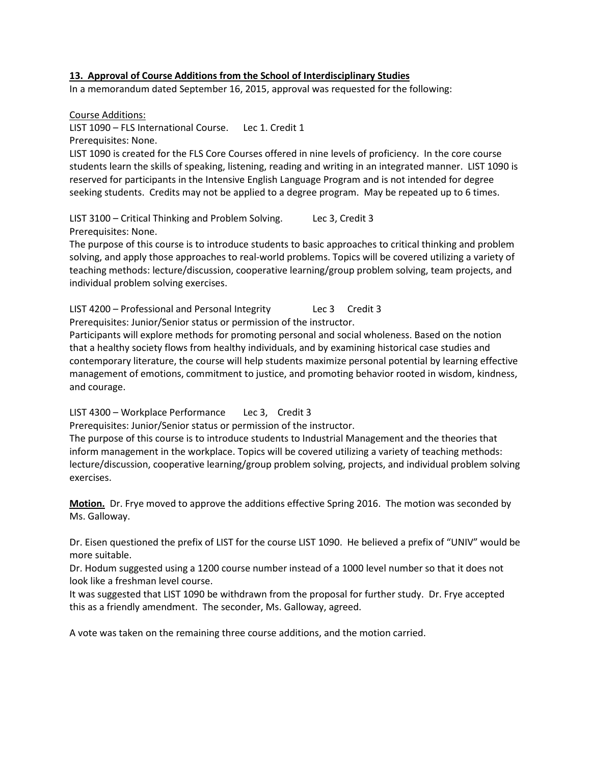### 13. Approval of Course Additions from the School of Interdisciplinary Studies

In a memorandum dated September 16, 2015, approval was requested for the following:

Course Additions:

LIST 1090 – FLS International Course. Lec 1. Credit 1
Prerequisites: None.
LIST 1090 is created for the FLS Core Courses offered in nine levels of proficiency. In the core course students learn the skills of speaking, listening, reading and writing in an integrated manner. LIST 1090 is reserved for participants in the Intensive English Language Program and is not intended for degree seeking students. Credits may not be applied to a degree program. May be repeated up to 6 times.

LIST 3100 – Critical Thinking and Problem Solving. Lec 3, Credit 3
Prerequisites: None.
The purpose of this course is to introduce students to basic approaches to critical thinking and problem solving, and apply those approaches to real-world problems. Topics will be covered utilizing a variety of teaching methods: lecture/discussion, cooperative learning/group problem solving, team projects, and individual problem solving exercises.

LIST 4200 – Professional and Personal Integrity Lec 3 Credit 3
Prerequisites: Junior/Senior status or permission of the instructor.
Participants will explore methods for promoting personal and social wholeness. Based on the notion that a healthy society flows from healthy individuals, and by examining historical case studies and contemporary literature, the course will help students maximize personal potential by learning effective management of emotions, commitment to justice, and promoting behavior rooted in wisdom, kindness, and courage.

LIST 4300 – Workplace Performance Lec 3, Credit 3
Prerequisites: Junior/Senior status or permission of the instructor.
The purpose of this course is to introduce students to Industrial Management and the theories that inform management in the workplace. Topics will be covered utilizing a variety of teaching methods: lecture/discussion, cooperative learning/group problem solving, projects, and individual problem solving exercises.

**Motion.** Dr. Frye moved to approve the additions effective Spring 2016. The motion was seconded by Ms. Galloway.

Dr. Eisen questioned the prefix of LIST for the course LIST 1090. He believed a prefix of "UNIV" would be more suitable.
Dr. Hodum suggested using a 1200 course number instead of a 1000 level number so that it does not look like a freshman level course.
It was suggested that LIST 1090 be withdrawn from the proposal for further study. Dr. Frye accepted this as a friendly amendment. The seconder, Ms. Galloway, agreed.

A vote was taken on the remaining three course additions, and the motion carried.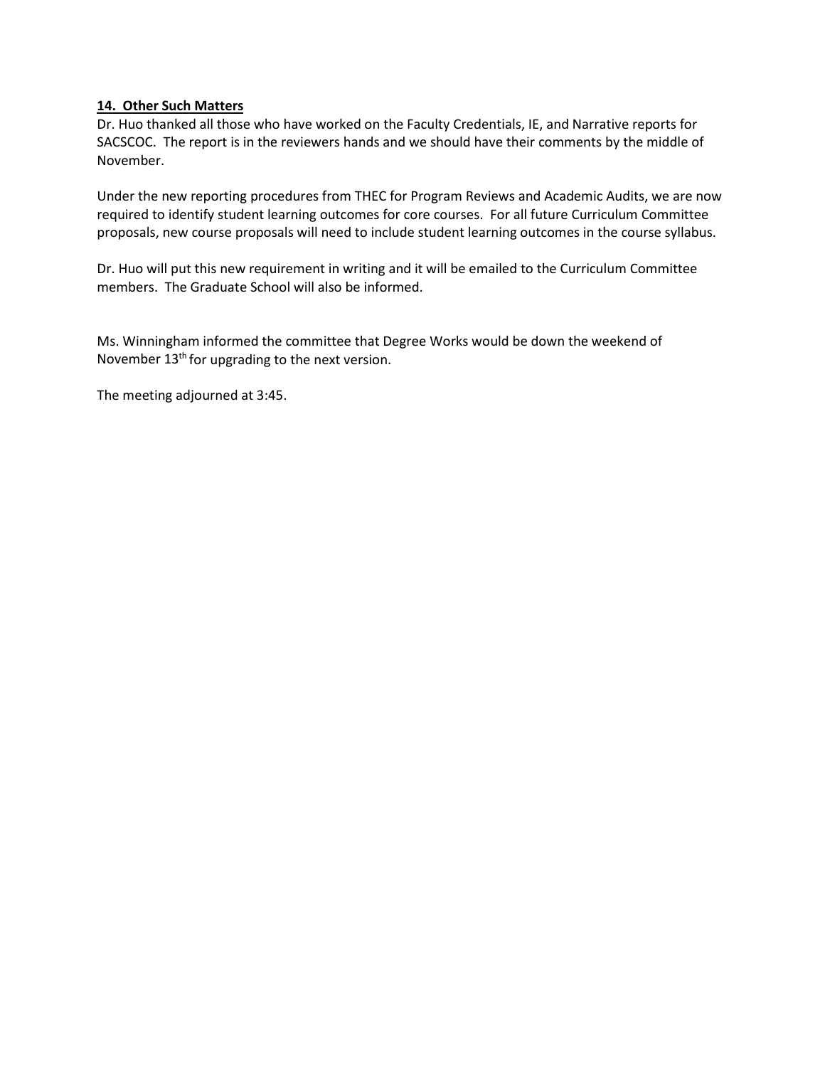**14. Other Such Matters**

Dr. Huo thanked all those who have worked on the Faculty Credentials, IE, and Narrative reports for SACSCOC. The report is in the reviewers hands and we should have their comments by the middle of November.

Under the new reporting procedures from THEC for Program Reviews and Academic Audits, we are now required to identify student learning outcomes for core courses. For all future Curriculum Committee proposals, new course proposals will need to include student learning outcomes in the course syllabus.

Dr. Huo will put this new requirement in writing and it will be emailed to the Curriculum Committee members. The Graduate School will also be informed.

Ms. Winningham informed the committee that Degree Works would be down the weekend of November 13th for upgrading to the next version.

The meeting adjourned at 3:45.